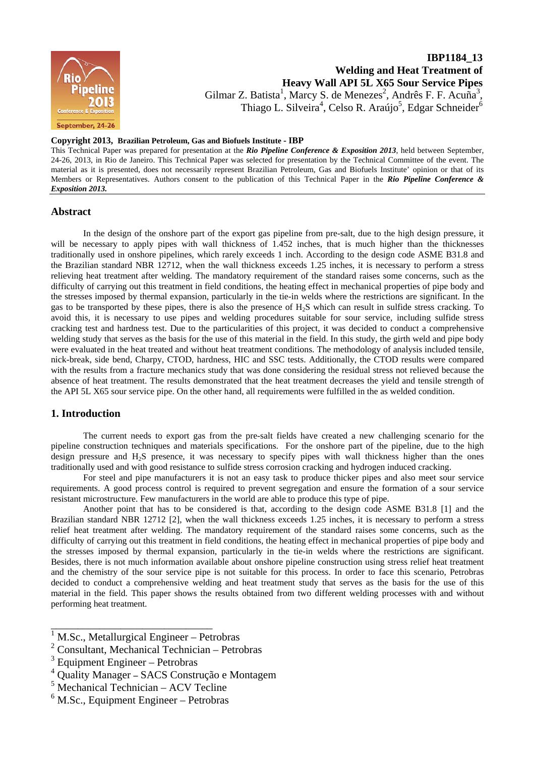**IBP1184_13**

# Welding and Heat Treatment of Heavy Wall API 5L X65 Sour Service Pipes

Gilmar Z. Batista[1], Marcy S. de Menezes[2], Andrês F. F. Acuña[3], Thiago L. Silveira[4], Celso R. Araújo[5], Edgar Schneider[6]

**Copyright 2013, Brazilian Petroleum, Gas and Biofuels Institute - IBP**

This Technical Paper was prepared for presentation at the ***Rio Pipeline Conference & Exposition 2013***, held between September, 24-26, 2013, in Rio de Janeiro. This Technical Paper was selected for presentation by the Technical Committee of the event. The material as it is presented, does not necessarily represent Brazilian Petroleum, Gas and Biofuels Institute' opinion or that of its Members or Representatives. Authors consent to the publication of this Technical Paper in the ***Rio Pipeline Conference & Exposition 2013.***

## Abstract

In the design of the onshore part of the export gas pipeline from pre-salt, due to the high design pressure, it will be necessary to apply pipes with wall thickness of 1.452 inches, that is much higher than the thicknesses traditionally used in onshore pipelines, which rarely exceeds 1 inch. According to the design code ASME B31.8 and the Brazilian standard NBR 12712, when the wall thickness exceeds 1.25 inches, it is necessary to perform a stress relieving heat treatment after welding. The mandatory requirement of the standard raises some concerns, such as the difficulty of carrying out this treatment in field conditions, the heating effect in mechanical properties of pipe body and the stresses imposed by thermal expansion, particularly in the tie-in welds where the restrictions are significant. In the gas to be transported by these pipes, there is also the presence of $H_2S$ which can result in sulfide stress cracking. To avoid this, it is necessary to use pipes and welding procedures suitable for sour service, including sulfide stress cracking test and hardness test. Due to the particularities of this project, it was decided to conduct a comprehensive welding study that serves as the basis for the use of this material in the field. In this study, the girth weld and pipe body were evaluated in the heat treated and without heat treatment conditions. The methodology of analysis included tensile, nick-break, side bend, Charpy, CTOD, hardness, HIC and SSC tests. Additionally, the CTOD results were compared with the results from a fracture mechanics study that was done considering the residual stress not relieved because the absence of heat treatment. The results demonstrated that the heat treatment decreases the yield and tensile strength of the API 5L X65 sour service pipe. On the other hand, all requirements were fulfilled in the as welded condition.

## 1. Introduction

The current needs to export gas from the pre-salt fields have created a new challenging scenario for the pipeline construction techniques and materials specifications. For the onshore part of the pipeline, due to the high design pressure and $H_2S$ presence, it was necessary to specify pipes with wall thickness higher than the ones traditionally used and with good resistance to sulfide stress corrosion cracking and hydrogen induced cracking.

For steel and pipe manufacturers it is not an easy task to produce thicker pipes and also meet sour service requirements. A good process control is required to prevent segregation and ensure the formation of a sour service resistant microstructure. Few manufacturers in the world are able to produce this type of pipe.

Another point that has to be considered is that, according to the design code ASME B31.8 [1] and the Brazilian standard NBR 12712 [2], when the wall thickness exceeds 1.25 inches, it is necessary to perform a stress relief heat treatment after welding. The mandatory requirement of the standard raises some concerns, such as the difficulty of carrying out this treatment in field conditions, the heating effect in mechanical properties of pipe body and the stresses imposed by thermal expansion, particularly in the tie-in welds where the restrictions are significant. Besides, there is not much information available about onshore pipeline construction using stress relief heat treatment and the chemistry of the sour service pipe is not suitable for this process. In order to face this scenario, Petrobras decided to conduct a comprehensive welding and heat treatment study that serves as the basis for the use of this material in the field. This paper shows the results obtained from two different welding processes with and without performing heat treatment.

---

[1] M.Sc., Metallurgical Engineer – Petrobras
[2] Consultant, Mechanical Technician – Petrobras
[3] Equipment Engineer – Petrobras
[4] Quality Manager – SACS Construção e Montagem
[5] Mechanical Technician – ACV Tecline
[6] M.Sc., Equipment Engineer – Petrobras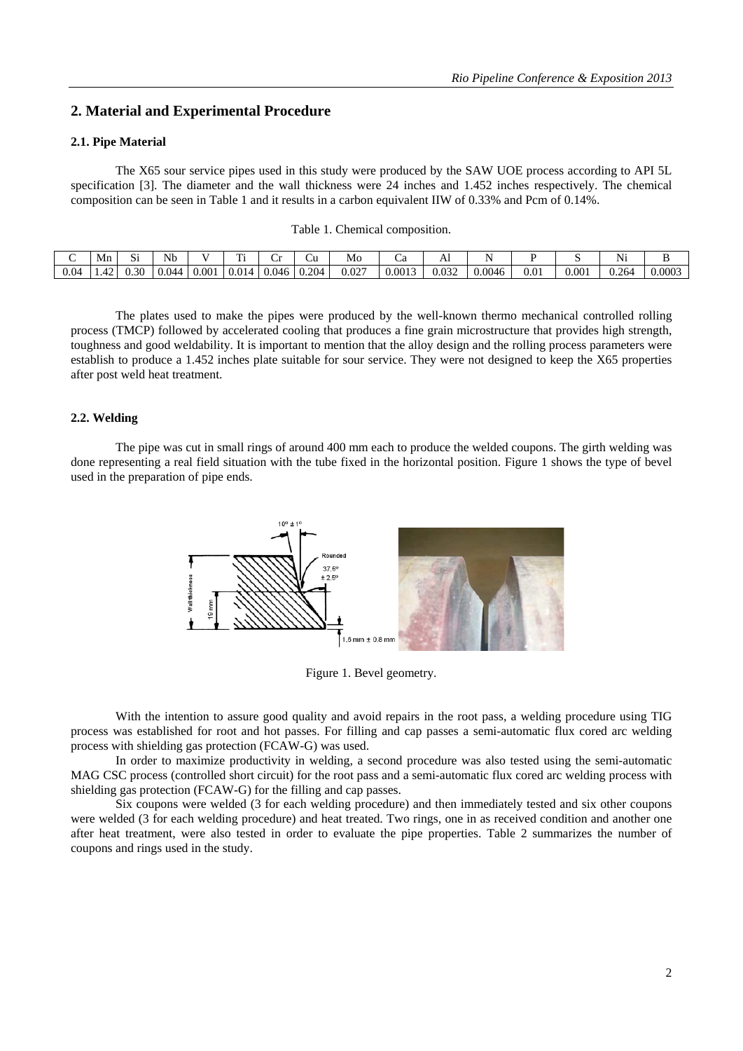## 2. Material and Experimental Procedure

### 2.1. Pipe Material

The X65 sour service pipes used in this study were produced by the SAW UOE process according to API 5L specification [3]. The diameter and the wall thickness were 24 inches and 1.452 inches respectively. The chemical composition can be seen in Table 1 and it results in a carbon equivalent IIW of 0.33% and Pcm of 0.14%.

Table 1. Chemical composition.

| C | Mn | Si | Nb | V | Ti | Cr | Cu | Mo | Ca | Al | N | P | S | Ni | B |
|---|---|---|---|---|---|---|---|---|---|---|---|---|---|---|---|
| 0.04 | 1.42 | 0.30 | 0.044 | 0.001 | 0.014 | 0.046 | 0.204 | 0.027 | 0.0013 | 0.032 | 0.0046 | 0.01 | 0.001 | 0.264 | 0.0003 |

The plates used to make the pipes were produced by the well-known thermo mechanical controlled rolling process (TMCP) followed by accelerated cooling that produces a fine grain microstructure that provides high strength, toughness and good weldability. It is important to mention that the alloy design and the rolling process parameters were establish to produce a 1.452 inches plate suitable for sour service. They were not designed to keep the X65 properties after post weld heat treatment.

### 2.2. Welding

The pipe was cut in small rings of around 400 mm each to produce the welded coupons. The girth welding was done representing a real field situation with the tube fixed in the horizontal position. Figure 1 shows the type of bevel used in the preparation of pipe ends.

Figure 1. Bevel geometry.

With the intention to assure good quality and avoid repairs in the root pass, a welding procedure using TIG process was established for root and hot passes. For filling and cap passes a semi-automatic flux cored arc welding process with shielding gas protection (FCAW-G) was used.

In order to maximize productivity in welding, a second procedure was also tested using the semi-automatic MAG CSC process (controlled short circuit) for the root pass and a semi-automatic flux cored arc welding process with shielding gas protection (FCAW-G) for the filling and cap passes.

Six coupons were welded (3 for each welding procedure) and then immediately tested and six other coupons were welded (3 for each welding procedure) and heat treated. Two rings, one in as received condition and another one after heat treatment, were also tested in order to evaluate the pipe properties. Table 2 summarizes the number of coupons and rings used in the study.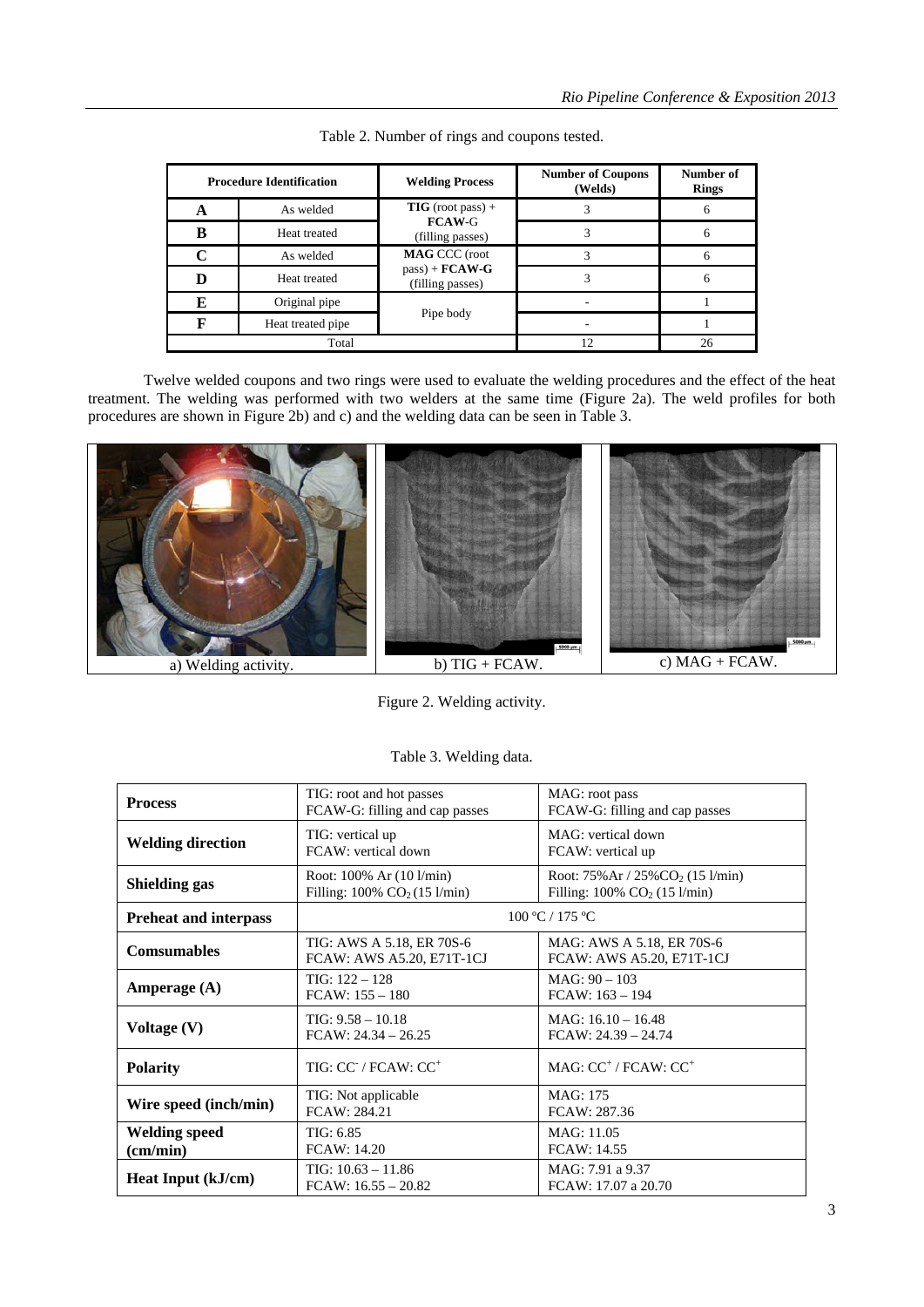Table 2. Number of rings and coupons tested.

| Procedure Identification | | Welding Process | Number of Coupons (Welds) | Number of Rings |
|---|---|---|---|---|
| **A** | As welded | **TIG** (root pass) + **FCAW**-G (filling passes) | 3 | 6 |
| **B** | Heat treated | | 3 | 6 |
| **C** | As welded | **MAG** CCC (root pass) + **FCAW-G** (filling passes) | 3 | 6 |
| **D** | Heat treated | | 3 | 6 |
| **E** | Original pipe | Pipe body | - | 1 |
| **F** | Heat treated pipe | | - | 1 |
| Total | | | 12 | 26 |

Twelve welded coupons and two rings were used to evaluate the welding procedures and the effect of the heat treatment. The welding was performed with two welders at the same time (Figure 2a). The weld profiles for both procedures are shown in Figure 2b) and c) and the welding data can be seen in Table 3.

a) Welding activity. b) TIG + FCAW. c) MAG + FCAW.

Figure 2. Welding activity.

Table 3. Welding data.

| | | |
|---|---|---|
| **Process** | TIG: root and hot passes<br>FCAW-G: filling and cap passes | MAG: root pass<br>FCAW-G: filling and cap passes |
| **Welding direction** | TIG: vertical up<br>FCAW: vertical down | MAG: vertical down<br>FCAW: vertical up |
| **Shielding gas** | Root: 100% Ar (10 l/min)<br>Filling: 100% $CO_2$ (15 l/min) | Root: 75%Ar / 25%$CO_2$ (15 l/min)<br>Filling: 100% $CO_2$ (15 l/min) |
| **Preheat and interpass** | 100 ºC / 175 ºC | |
| **Comsumables** | TIG: AWS A 5.18, ER 70S-6<br>FCAW: AWS A5.20, E71T-1CJ | MAG: AWS A 5.18, ER 70S-6<br>FCAW: AWS A5.20, E71T-1CJ |
| **Amperage (A)** | TIG: 122 – 128<br>FCAW: 155 – 180 | MAG: 90 – 103<br>FCAW: 163 – 194 |
| **Voltage (V)** | TIG: 9.58 – 10.18<br>FCAW: 24.34 – 26.25 | MAG: 16.10 – 16.48<br>FCAW: 24.39 – 24.74 |
| **Polarity** | TIG: $CC^-$ / FCAW: $CC^+$ | MAG: $CC^+$ / FCAW: $CC^+$ |
| **Wire speed (inch/min)** | TIG: Not applicable<br>FCAW: 284.21 | MAG: 175<br>FCAW: 287.36 |
| **Welding speed (cm/min)** | TIG: 6.85<br>FCAW: 14.20 | MAG: 11.05<br>FCAW: 14.55 |
| **Heat Input (kJ/cm)** | TIG: 10.63 – 11.86<br>FCAW: 16.55 – 20.82 | MAG: 7.91 a 9.37<br>FCAW: 17.07 a 20.70 |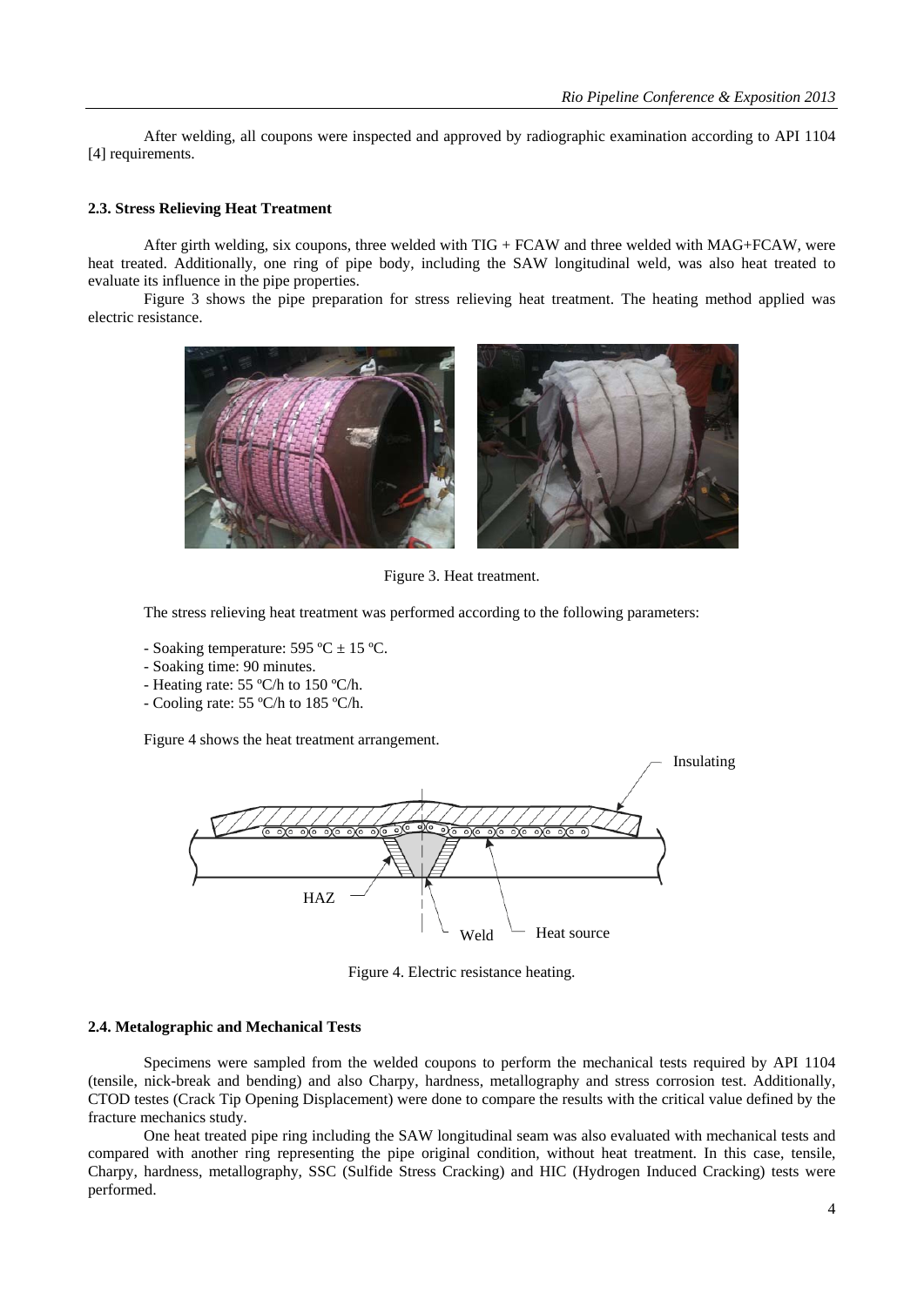After welding, all coupons were inspected and approved by radiographic examination according to API 1104 [4] requirements.

### 2.3. Stress Relieving Heat Treatment

After girth welding, six coupons, three welded with TIG + FCAW and three welded with MAG+FCAW, were heat treated. Additionally, one ring of pipe body, including the SAW longitudinal weld, was also heat treated to evaluate its influence in the pipe properties.

Figure 3 shows the pipe preparation for stress relieving heat treatment. The heating method applied was electric resistance.

Figure 3. Heat treatment.

The stress relieving heat treatment was performed according to the following parameters:

- Soaking temperature: 595 ºC ± 15 ºC.
- Soaking time: 90 minutes.
- Heating rate: 55 ºC/h to 150 ºC/h.
- Cooling rate: 55 ºC/h to 185 ºC/h.

Figure 4 shows the heat treatment arrangement.

Figure 4. Electric resistance heating.

### 2.4. Metalographic and Mechanical Tests

Specimens were sampled from the welded coupons to perform the mechanical tests required by API 1104 (tensile, nick-break and bending) and also Charpy, hardness, metallography and stress corrosion test. Additionally, CTOD testes (Crack Tip Opening Displacement) were done to compare the results with the critical value defined by the fracture mechanics study.

One heat treated pipe ring including the SAW longitudinal seam was also evaluated with mechanical tests and compared with another ring representing the pipe original condition, without heat treatment. In this case, tensile, Charpy, hardness, metallography, SSC (Sulfide Stress Cracking) and HIC (Hydrogen Induced Cracking) tests were performed.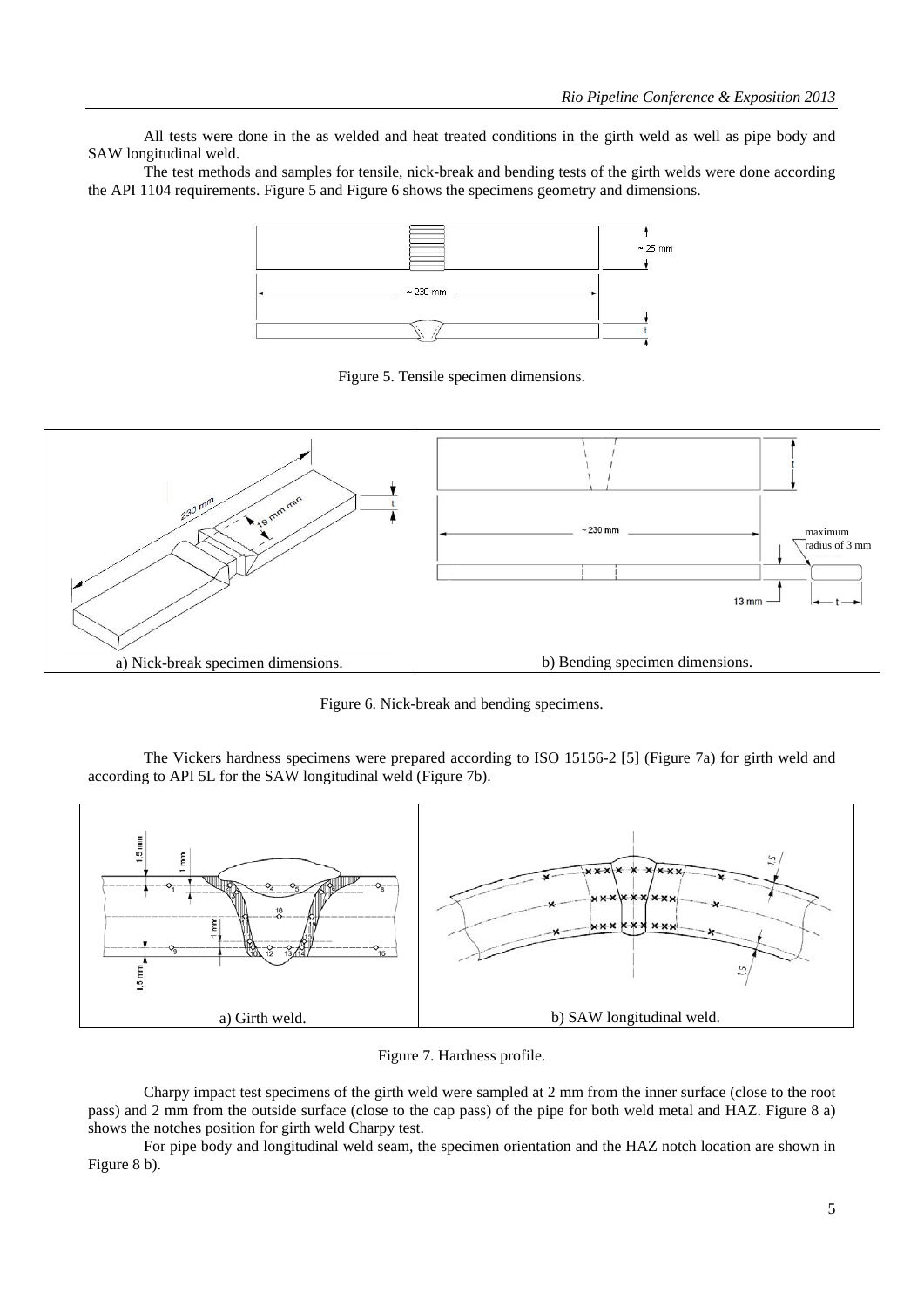All tests were done in the as welded and heat treated conditions in the girth weld as well as pipe body and SAW longitudinal weld.

The test methods and samples for tensile, nick-break and bending tests of the girth welds were done according the API 1104 requirements. Figure 5 and Figure 6 shows the specimens geometry and dimensions.

Figure 5. Tensile specimen dimensions.

a) Nick-break specimen dimensions.

b) Bending specimen dimensions.

Figure 6. Nick-break and bending specimens.

The Vickers hardness specimens were prepared according to ISO 15156-2 [5] (Figure 7a) for girth weld and according to API 5L for the SAW longitudinal weld (Figure 7b).

a) Girth weld.

b) SAW longitudinal weld.

Figure 7. Hardness profile.

Charpy impact test specimens of the girth weld were sampled at 2 mm from the inner surface (close to the root pass) and 2 mm from the outside surface (close to the cap pass) of the pipe for both weld metal and HAZ. Figure 8 a) shows the notches position for girth weld Charpy test.

For pipe body and longitudinal weld seam, the specimen orientation and the HAZ notch location are shown in Figure 8 b).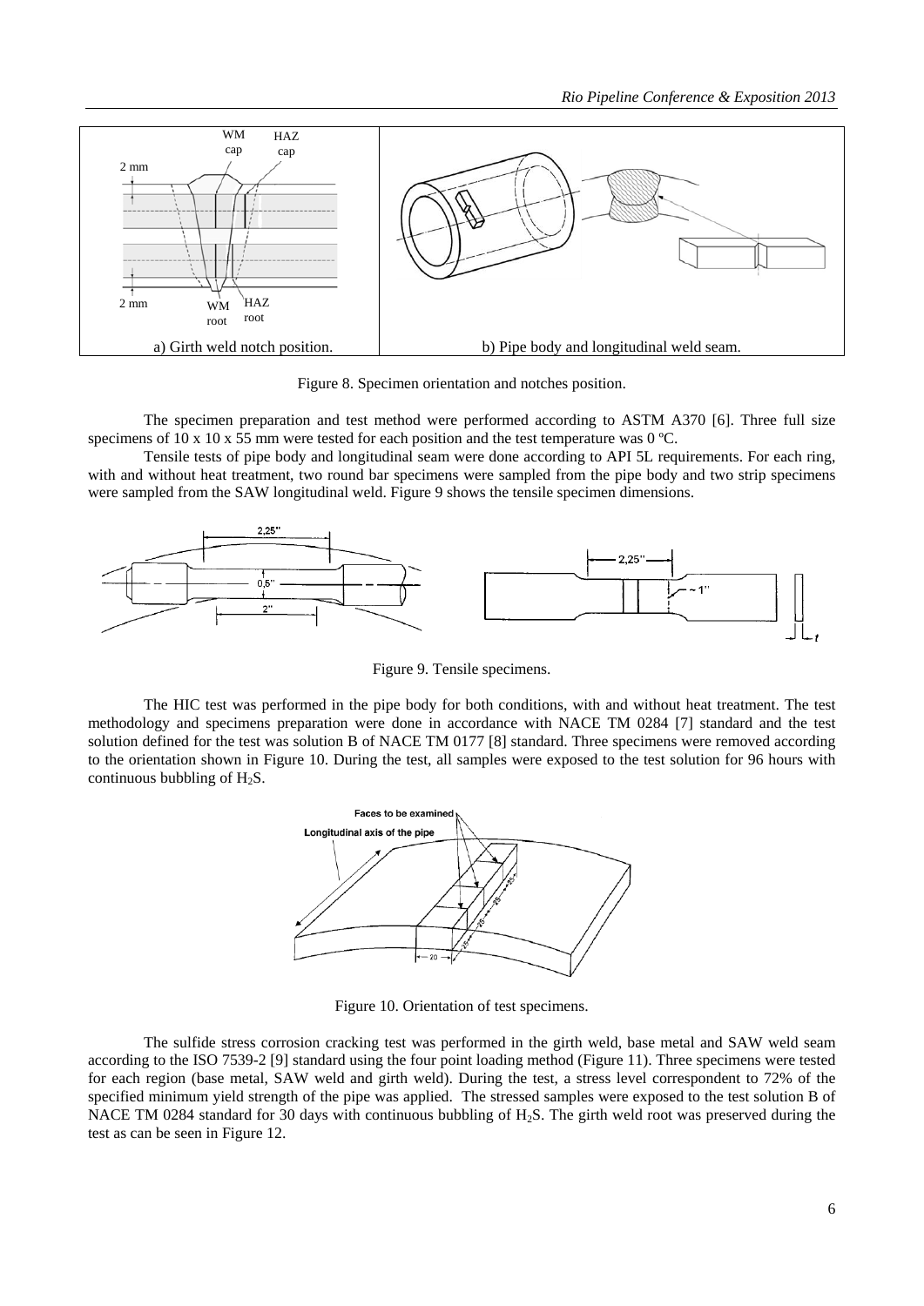a) Girth weld notch position.

b) Pipe body and longitudinal weld seam.

Figure 8. Specimen orientation and notches position.

The specimen preparation and test method were performed according to ASTM A370 [6]. Three full size specimens of 10 x 10 x 55 mm were tested for each position and the test temperature was 0 ºC.

Tensile tests of pipe body and longitudinal seam were done according to API 5L requirements. For each ring, with and without heat treatment, two round bar specimens were sampled from the pipe body and two strip specimens were sampled from the SAW longitudinal weld. Figure 9 shows the tensile specimen dimensions.

Figure 9. Tensile specimens.

The HIC test was performed in the pipe body for both conditions, with and without heat treatment. The test methodology and specimens preparation were done in accordance with NACE TM 0284 [7] standard and the test solution defined for the test was solution B of NACE TM 0177 [8] standard. Three specimens were removed according to the orientation shown in Figure 10. During the test, all samples were exposed to the test solution for 96 hours with continuous bubbling of $H_2S$.

Figure 10. Orientation of test specimens.

The sulfide stress corrosion cracking test was performed in the girth weld, base metal and SAW weld seam according to the ISO 7539-2 [9] standard using the four point loading method (Figure 11). Three specimens were tested for each region (base metal, SAW weld and girth weld). During the test, a stress level correspondent to 72% of the specified minimum yield strength of the pipe was applied. The stressed samples were exposed to the test solution B of NACE TM 0284 standard for 30 days with continuous bubbling of $H_2S$. The girth weld root was preserved during the test as can be seen in Figure 12.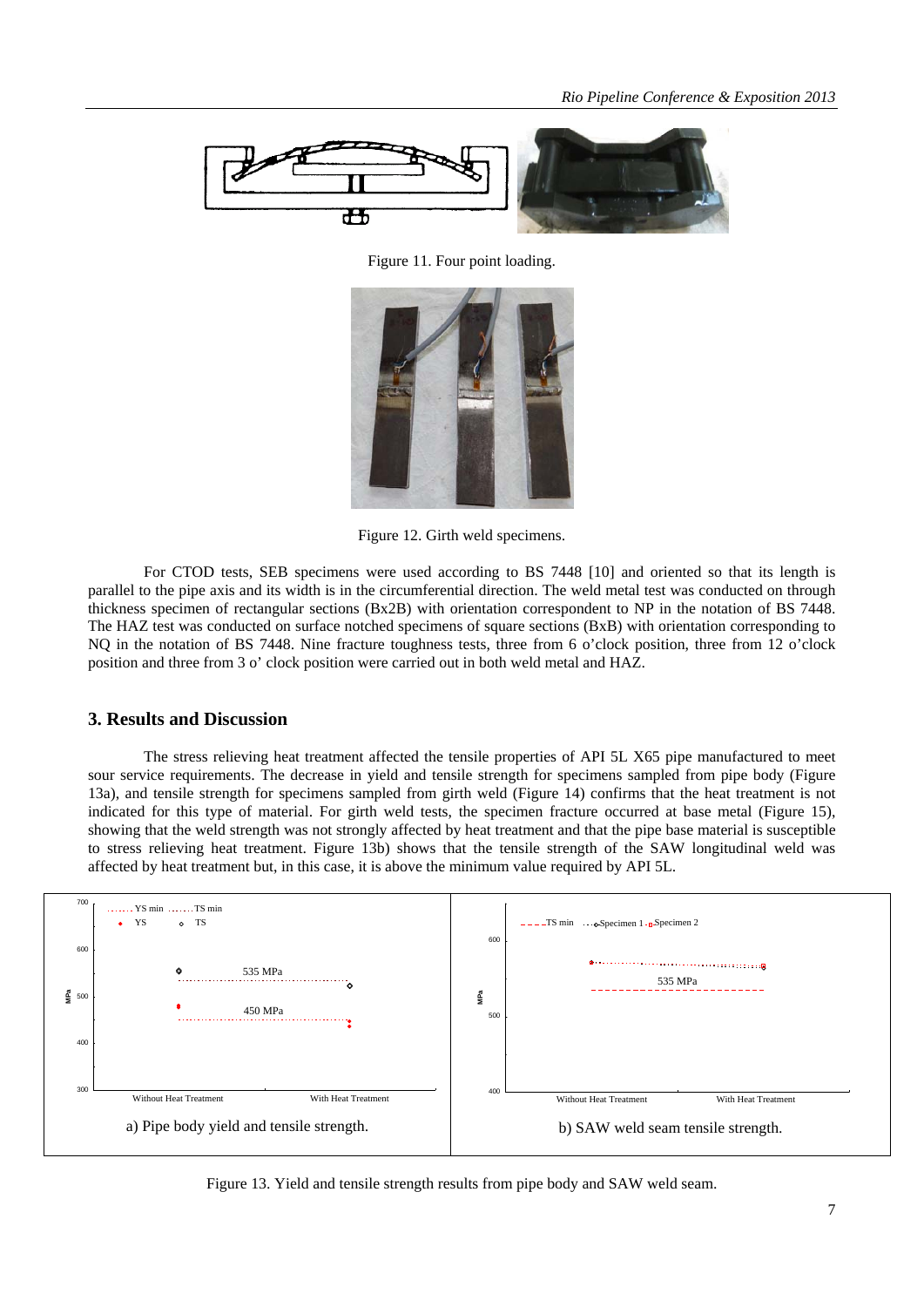Figure 11. Four point loading.

Figure 12. Girth weld specimens.

For CTOD tests, SEB specimens were used according to BS 7448 [10] and oriented so that its length is parallel to the pipe axis and its width is in the circumferential direction. The weld metal test was conducted on through thickness specimen of rectangular sections (Bx2B) with orientation correspondent to NP in the notation of BS 7448. The HAZ test was conducted on surface notched specimens of square sections (BxB) with orientation corresponding to NQ in the notation of BS 7448. Nine fracture toughness tests, three from 6 o'clock position, three from 12 o'clock position and three from 3 o' clock position were carried out in both weld metal and HAZ.

## 3. Results and Discussion

The stress relieving heat treatment affected the tensile properties of API 5L X65 pipe manufactured to meet sour service requirements. The decrease in yield and tensile strength for specimens sampled from pipe body (Figure 13a), and tensile strength for specimens sampled from girth weld (Figure 14) confirms that the heat treatment is not indicated for this type of material. For girth weld tests, the specimen fracture occurred at base metal (Figure 15), showing that the weld strength was not strongly affected by heat treatment and that the pipe base material is susceptible to stress relieving heat treatment. Figure 13b) shows that the tensile strength of the SAW longitudinal weld was affected by heat treatment but, in this case, it is above the minimum value required by API 5L.

a) Pipe body yield and tensile strength.

b) SAW weld seam tensile strength.

Figure 13. Yield and tensile strength results from pipe body and SAW weld seam.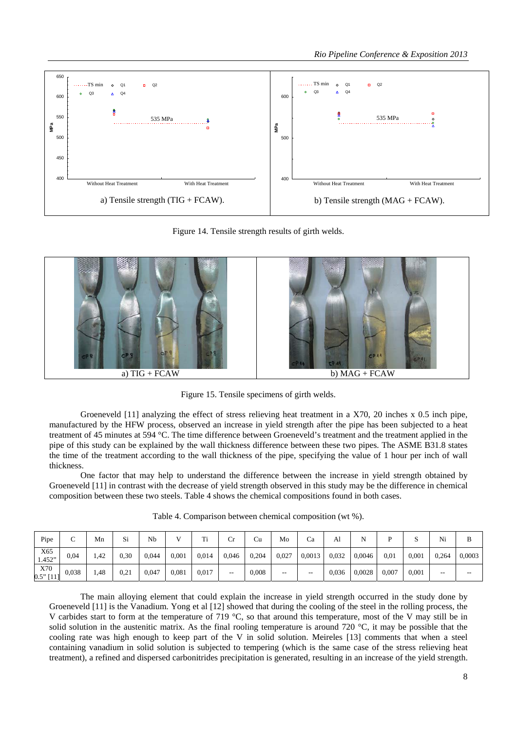a) Tensile strength (TIG + FCAW).

b) Tensile strength (MAG + FCAW).

Figure 14. Tensile strength results of girth welds.

a) TIG + FCAW

b) MAG + FCAW

Figure 15. Tensile specimens of girth welds.

Groeneveld [11] analyzing the effect of stress relieving heat treatment in a X70, 20 inches x 0.5 inch pipe, manufactured by the HFW process, observed an increase in yield strength after the pipe has been subjected to a heat treatment of 45 minutes at 594 °C. The time difference between Groeneveld's treatment and the treatment applied in the pipe of this study can be explained by the wall thickness difference between these two pipes. The ASME B31.8 states the time of the treatment according to the wall thickness of the pipe, specifying the value of 1 hour per inch of wall thickness.

One factor that may help to understand the difference between the increase in yield strength obtained by Groeneveld [11] in contrast with the decrease of yield strength observed in this study may be the difference in chemical composition between these two steels. Table 4 shows the chemical compositions found in both cases.

Table 4. Comparison between chemical composition (wt %).

| Pipe | C | Mn | Si | Nb | V | Ti | Cr | Cu | Mo | Ca | Al | N | P | S | Ni | B |
|---|---|---|---|---|---|---|---|---|---|---|---|---|---|---|---|---|
| X65 1.452" | 0,04 | 1,42 | 0,30 | 0,044 | 0,001 | 0,014 | 0,046 | 0,204 | 0,027 | 0,0013 | 0,032 | 0,0046 | 0,01 | 0,001 | 0,264 | 0,0003 |
| X70 0.5" [11] | 0,038 | 1,48 | 0,21 | 0,047 | 0,081 | 0,017 | -- | 0,008 | -- | -- | 0,036 | 0,0028 | 0,007 | 0,001 | -- | -- |

The main alloying element that could explain the increase in yield strength occurred in the study done by Groeneveld [11] is the Vanadium. Yong et al [12] showed that during the cooling of the steel in the rolling process, the V carbides start to form at the temperature of 719 °C, so that around this temperature, most of the V may still be in solid solution in the austenitic matrix. As the final rooling temperature is around 720 °C, it may be possible that the cooling rate was high enough to keep part of the V in solid solution. Meireles [13] comments that when a steel containing vanadium in solid solution is subjected to tempering (which is the same case of the stress relieving heat treatment), a refined and dispersed carbonitrides precipitation is generated, resulting in an increase of the yield strength.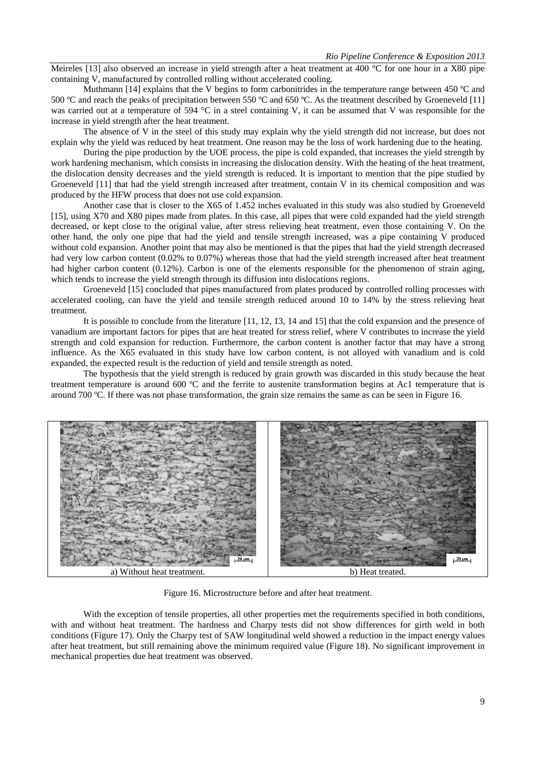Meireles [13] also observed an increase in yield strength after a heat treatment at 400 °C for one hour in a X80 pipe containing V, manufactured by controlled rolling without accelerated cooling.

Muthmann [14] explains that the V begins to form carbonitrides in the temperature range between 450 ºC and 500 ºC and reach the peaks of precipitation between 550 ºC and 650 ºC. As the treatment described by Groeneveld [11] was carried out at a temperature of 594 °C in a steel containing V, it can be assumed that V was responsible for the increase in yield strength after the heat treatment.

The absence of V in the steel of this study may explain why the yield strength did not increase, but does not explain why the yield was reduced by heat treatment. One reason may be the loss of work hardening due to the heating.

During the pipe production by the UOE process, the pipe is cold expanded, that increases the yield strength by work hardening mechanism, which consists in increasing the dislocation density. With the heating of the heat treatment, the dislocation density decreases and the yield strength is reduced. It is important to mention that the pipe studied by Groeneveld [11] that had the yield strength increased after treatment, contain V in its chemical composition and was produced by the HFW process that does not use cold expansion.

Another case that is closer to the X65 of 1.452 inches evaluated in this study was also studied by Groeneveld [15], using X70 and X80 pipes made from plates. In this case, all pipes that were cold expanded had the yield strength decreased, or kept close to the original value, after stress relieving heat treatment, even those containing V. On the other hand, the only one pipe that had the yield and tensile strength increased, was a pipe containing V produced without cold expansion. Another point that may also be mentioned is that the pipes that had the yield strength decreased had very low carbon content (0.02% to 0.07%) whereas those that had the yield strength increased after heat treatment had higher carbon content (0.12%). Carbon is one of the elements responsible for the phenomenon of strain aging, which tends to increase the yield strength through its diffusion into dislocations regions.

Groeneveld [15] concluded that pipes manufactured from plates produced by controlled rolling processes with accelerated cooling, can have the yield and tensile strength reduced around 10 to 14% by the stress relieving heat treatment.

It is possible to conclude from the literature [11, 12, 13, 14 and 15] that the cold expansion and the presence of vanadium are important factors for pipes that are heat treated for stress relief, where V contributes to increase the yield strength and cold expansion for reduction. Furthermore, the carbon content is another factor that may have a strong influence. As the X65 evaluated in this study have low carbon content, is not alloyed with vanadium and is cold expanded, the expected result is the reduction of yield and tensile strength as noted.

The hypothesis that the yield strength is reduced by grain growth was discarded in this study because the heat treatment temperature is around 600 ºC and the ferrite to austenite transformation begins at Ac1 temperature that is around 700 ºC. If there was not phase transformation, the grain size remains the same as can be seen in Figure 16.

a) Without heat treatment. b) Heat treated.

Figure 16. Microstructure before and after heat treatment.

With the exception of tensile properties, all other properties met the requirements specified in both conditions, with and without heat treatment. The hardness and Charpy tests did not show differences for girth weld in both conditions (Figure 17). Only the Charpy test of SAW longitudinal weld showed a reduction in the impact energy values after heat treatment, but still remaining above the minimum required value (Figure 18). No significant improvement in mechanical properties due heat treatment was observed.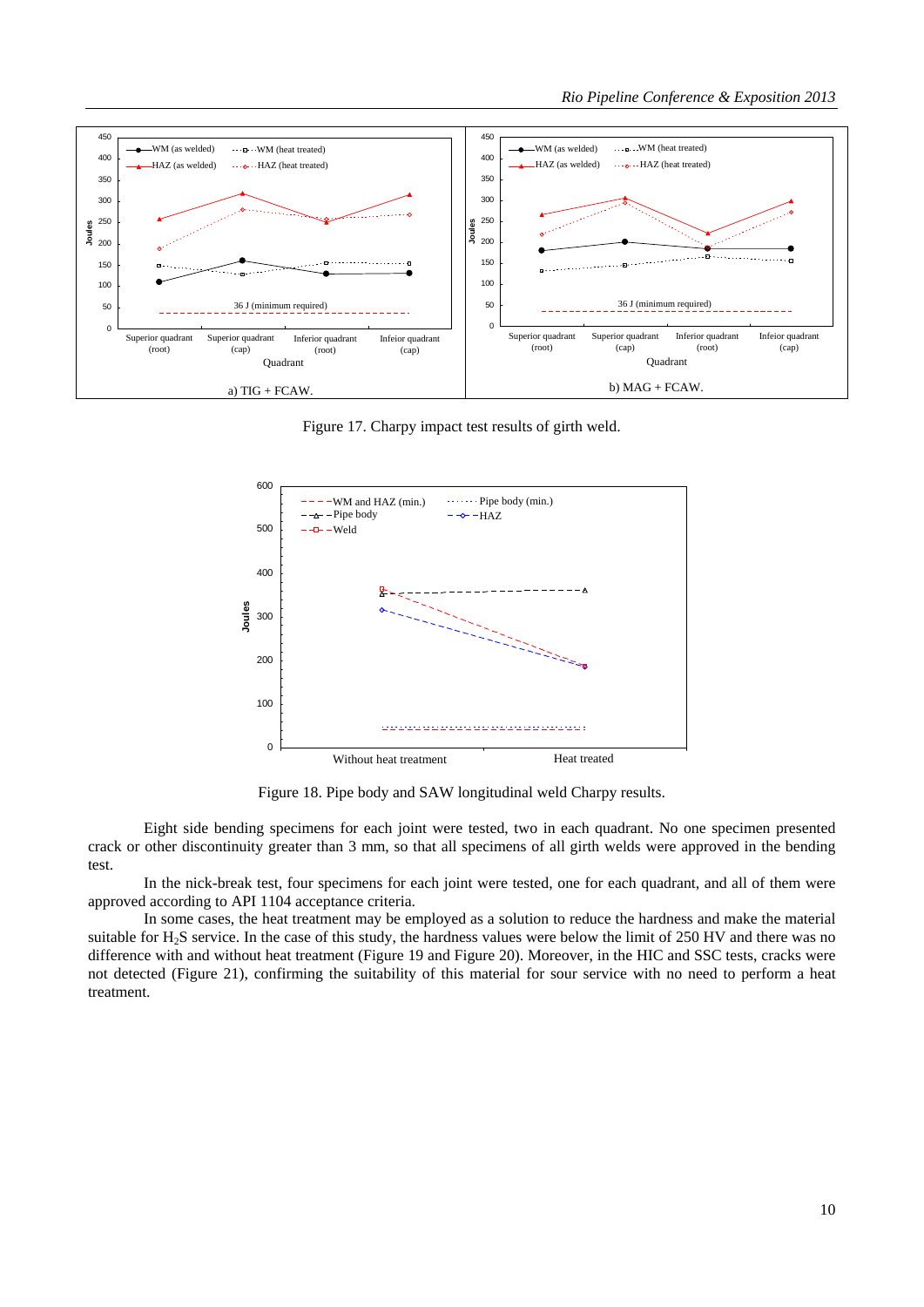Figure 17. Charpy impact test results of girth weld.

Figure 18. Pipe body and SAW longitudinal weld Charpy results.

Eight side bending specimens for each joint were tested, two in each quadrant. No one specimen presented crack or other discontinuity greater than 3 mm, so that all specimens of all girth welds were approved in the bending test.

In the nick-break test, four specimens for each joint were tested, one for each quadrant, and all of them were approved according to API 1104 acceptance criteria.

In some cases, the heat treatment may be employed as a solution to reduce the hardness and make the material suitable for $H_2S$ service. In the case of this study, the hardness values were below the limit of 250 HV and there was no difference with and without heat treatment (Figure 19 and Figure 20). Moreover, in the HIC and SSC tests, cracks were not detected (Figure 21), confirming the suitability of this material for sour service with no need to perform a heat treatment.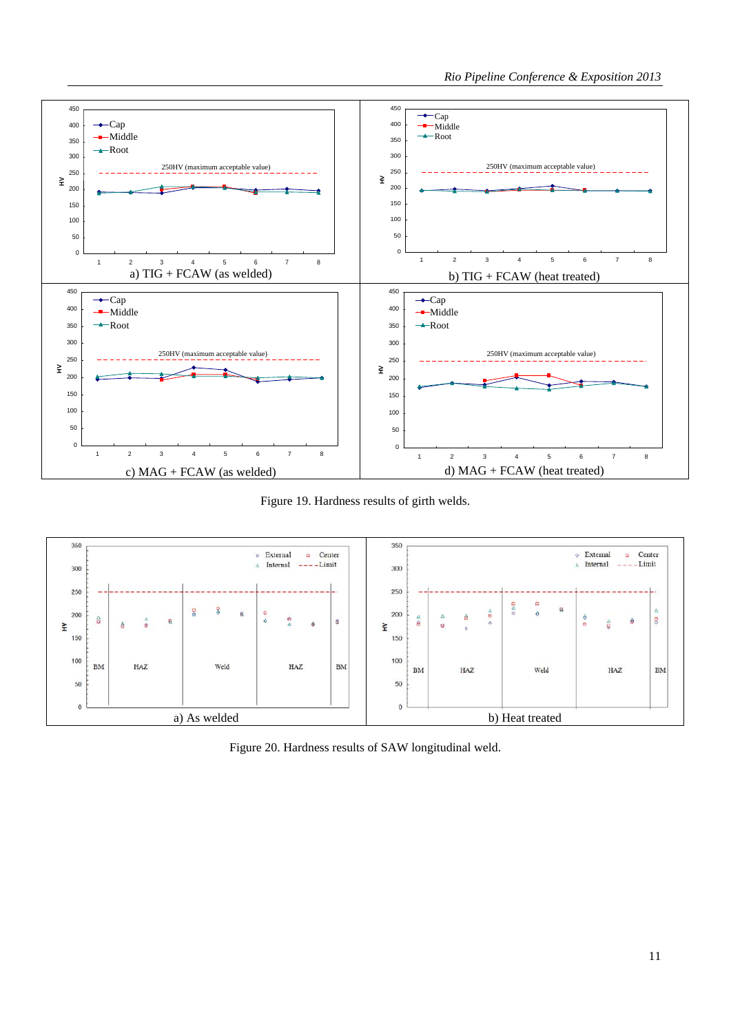Figure 19. Hardness results of girth welds.

Figure 20. Hardness results of SAW longitudinal weld.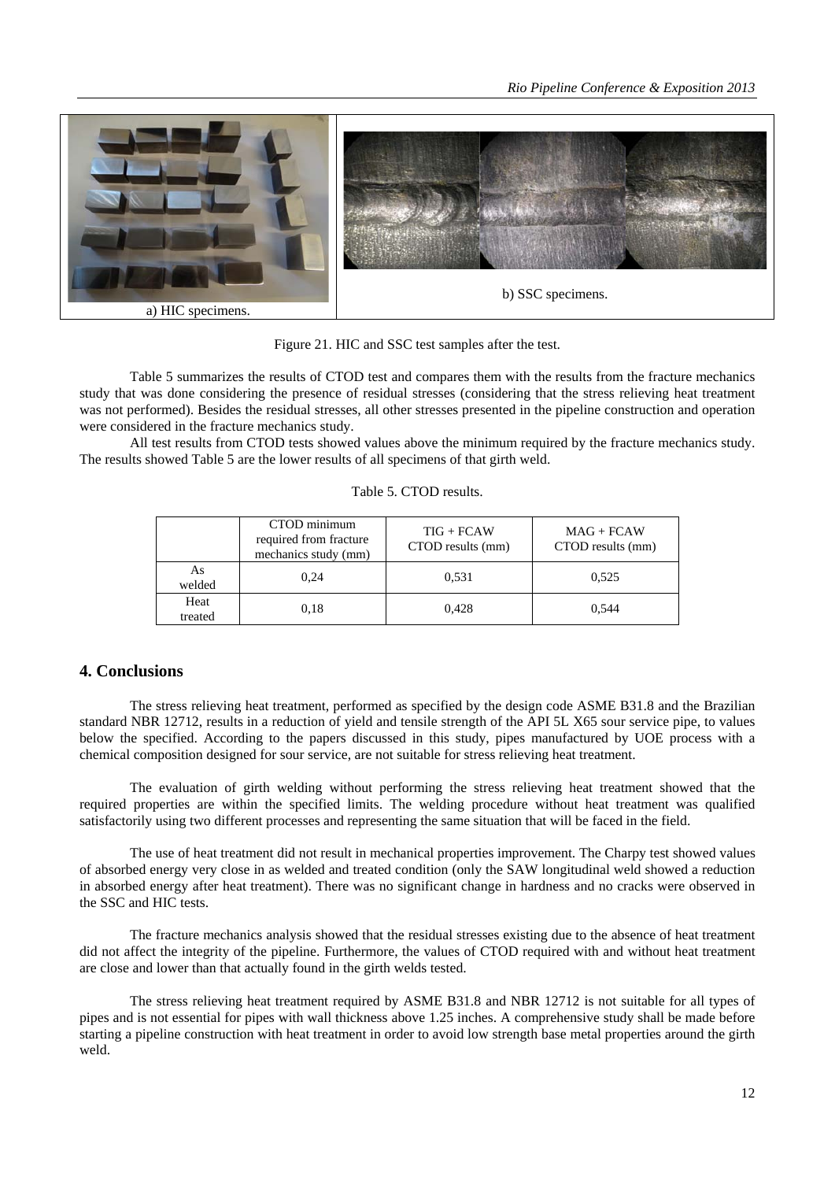a) HIC specimens.

b) SSC specimens.

Figure 21. HIC and SSC test samples after the test.

Table 5 summarizes the results of CTOD test and compares them with the results from the fracture mechanics study that was done considering the presence of residual stresses (considering that the stress relieving heat treatment was not performed). Besides the residual stresses, all other stresses presented in the pipeline construction and operation were considered in the fracture mechanics study.

All test results from CTOD tests showed values above the minimum required by the fracture mechanics study. The results showed Table 5 are the lower results of all specimens of that girth weld.

Table 5. CTOD results.

| | CTOD minimum required from fracture mechanics study (mm) | TIG + FCAW CTOD results (mm) | MAG + FCAW CTOD results (mm) |
|---|---|---|---|
| As welded | 0,24 | 0,531 | 0,525 |
| Heat treated | 0,18 | 0,428 | 0,544 |

## 4. Conclusions

The stress relieving heat treatment, performed as specified by the design code ASME B31.8 and the Brazilian standard NBR 12712, results in a reduction of yield and tensile strength of the API 5L X65 sour service pipe, to values below the specified. According to the papers discussed in this study, pipes manufactured by UOE process with a chemical composition designed for sour service, are not suitable for stress relieving heat treatment.

The evaluation of girth welding without performing the stress relieving heat treatment showed that the required properties are within the specified limits. The welding procedure without heat treatment was qualified satisfactorily using two different processes and representing the same situation that will be faced in the field.

The use of heat treatment did not result in mechanical properties improvement. The Charpy test showed values of absorbed energy very close in as welded and treated condition (only the SAW longitudinal weld showed a reduction in absorbed energy after heat treatment). There was no significant change in hardness and no cracks were observed in the SSC and HIC tests.

The fracture mechanics analysis showed that the residual stresses existing due to the absence of heat treatment did not affect the integrity of the pipeline. Furthermore, the values of CTOD required with and without heat treatment are close and lower than that actually found in the girth welds tested.

The stress relieving heat treatment required by ASME B31.8 and NBR 12712 is not suitable for all types of pipes and is not essential for pipes with wall thickness above 1.25 inches. A comprehensive study shall be made before starting a pipeline construction with heat treatment in order to avoid low strength base metal properties around the girth weld.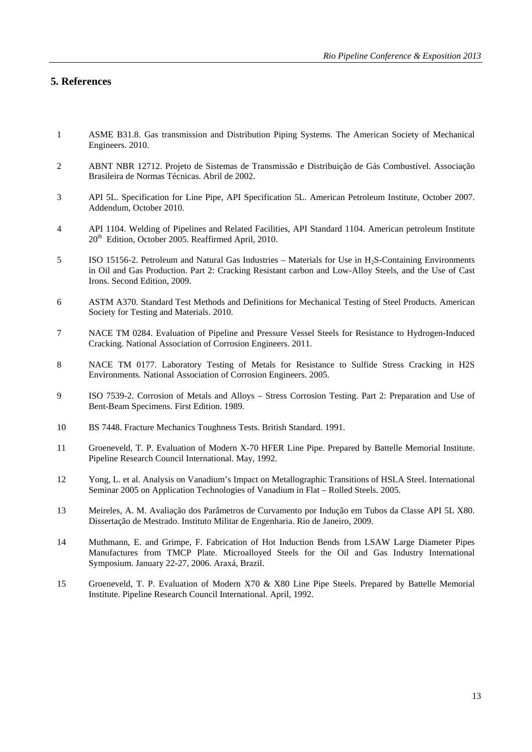## 5. References

1. ASME B31.8. Gas transmission and Distribution Piping Systems. The American Society of Mechanical Engineers. 2010.

2. ABNT NBR 12712. Projeto de Sistemas de Transmissão e Distribuição de Gás Combustível. Associação Brasileira de Normas Técnicas. Abril de 2002.

3. API 5L. Specification for Line Pipe, API Specification 5L. American Petroleum Institute, October 2007. Addendum, October 2010.

4. API 1104. Welding of Pipelines and Related Facilities, API Standard 1104. American petroleum Institute 20th Edition, October 2005. Reaffirmed April, 2010.

5. ISO 15156-2. Petroleum and Natural Gas Industries – Materials for Use in $H_2S$-Containing Environments in Oil and Gas Production. Part 2: Cracking Resistant carbon and Low-Alloy Steels, and the Use of Cast Irons. Second Edition, 2009.

6. ASTM A370. Standard Test Methods and Definitions for Mechanical Testing of Steel Products. American Society for Testing and Materials. 2010.

7. NACE TM 0284. Evaluation of Pipeline and Pressure Vessel Steels for Resistance to Hydrogen-Induced Cracking. National Association of Corrosion Engineers. 2011.

8. NACE TM 0177. Laboratory Testing of Metals for Resistance to Sulfide Stress Cracking in H2S Environments. National Association of Corrosion Engineers. 2005.

9. ISO 7539-2. Corrosion of Metals and Alloys – Stress Corrosion Testing. Part 2: Preparation and Use of Bent-Beam Specimens. First Edition. 1989.

10. BS 7448. Fracture Mechanics Toughness Tests. British Standard. 1991.

11. Groeneveld, T. P. Evaluation of Modern X-70 HFER Line Pipe. Prepared by Battelle Memorial Institute. Pipeline Research Council International. May, 1992.

12. Yong, L. et al. Analysis on Vanadium's Impact on Metallographic Transitions of HSLA Steel. International Seminar 2005 on Application Technologies of Vanadium in Flat – Rolled Steels. 2005.

13. Meireles, A. M. Avaliação dos Parâmetros de Curvamento por Indução em Tubos da Classe API 5L X80. Dissertação de Mestrado. Instituto Militar de Engenharia. Rio de Janeiro, 2009.

14. Muthmann, E. and Grimpe, F. Fabrication of Hot Induction Bends from LSAW Large Diameter Pipes Manufactures from TMCP Plate. Microalloyed Steels for the Oil and Gas Industry International Symposium. January 22-27, 2006. Araxá, Brazil.

15. Groeneveld, T. P. Evaluation of Modern X70 & X80 Line Pipe Steels. Prepared by Battelle Memorial Institute. Pipeline Research Council International. April, 1992.